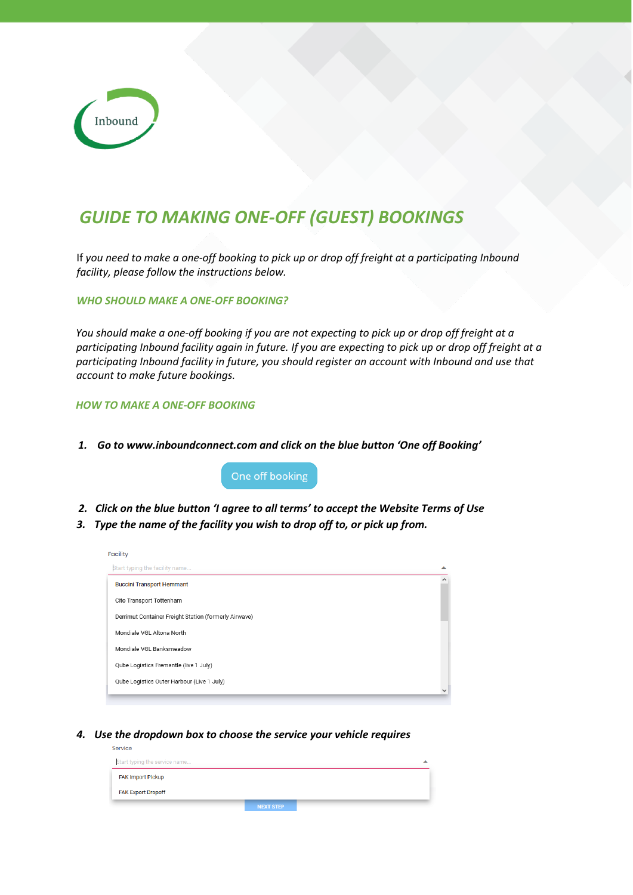Inbound

# *GUIDE TO MAKING ONE-OFF (GUEST) BOOKINGS*

If *you need to make a one-off booking to pick up or drop off freight at a participating Inbound facility, please follow the instructions below.*

## *WHO SHOULD MAKE A ONE-OFF BOOKING?*

*You should make a one-off booking if you are not expecting to pick up or drop off freight at a participating Inbound facility again in future. If you are expecting to pick up or drop off freight at a participating Inbound facility in future, you should register an account with Inbound and use that account to make future bookings.*

## *HOW TO MAKE A ONE-OFF BOOKING*

1. ***Go to www.inboundconnect.com and click on the blue button 'One off Booking'***

   One off booking

2. ***Click on the blue button 'I agree to all terms' to accept the Website Terms of Use***
3. ***Type the name of the facility you wish to drop off to, or pick up from.***

   Facility

   Start typing the facility name...

   - Buccini Transport Hemmant
   - Cito Transport Tottenham
   - Derrimut Container Freight Station (formerly Airwave)
   - Mondiale VGL Altona North
   - Mondiale VGL Banksmeadow
   - Qube Logistics Fremantle (live 1 July)
   - Qube Logistics Outer Harbour (Live 1 July)

4. ***Use the dropdown box to choose the service your vehicle requires***

   Service

   Start typing the service name...

   - FAK Import Pickup
   - FAK Export Dropoff

   NEXT STEP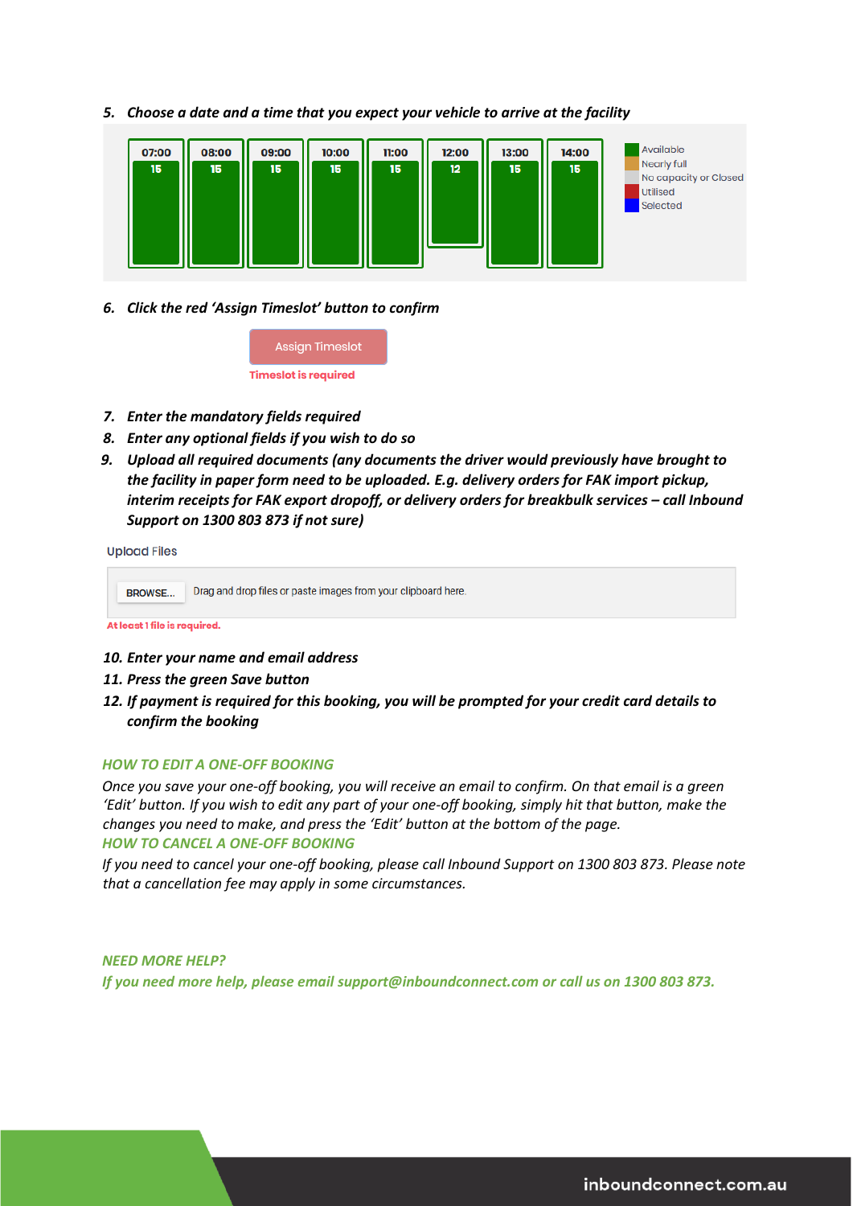5. *Choose a date and a time that you expect your vehicle to arrive at the facility*

07:00
15
08:00
15
09:00
15
10:00
15
11:00
15
12:00
12
13:00
15
14:00
15

Available
Nearly full
No capacity or Closed
Utilised
Selected

6. *Click the red 'Assign Timeslot' button to confirm*

Assign Timeslot

Timeslot is required

7. *Enter the mandatory fields required*
8. *Enter any optional fields if you wish to do so*
9. *Upload all required documents (any documents the driver would previously have brought to the facility in paper form need to be uploaded. E.g. delivery orders for FAK import pickup, interim receipts for FAK export dropoff, or delivery orders for breakbulk services – call Inbound Support on 1300 803 873 if not sure)*

Upload Files

BROWSE... Drag and drop files or paste images from your clipboard here.

At least 1 file is required.

10. *Enter your name and email address*
11. *Press the green Save button*
12. *If payment is required for this booking, you will be prompted for your credit card details to confirm the booking*

### *HOW TO EDIT A ONE-OFF BOOKING*

*Once you save your one-off booking, you will receive an email to confirm. On that email is a green 'Edit' button. If you wish to edit any part of your one-off booking, simply hit that button, make the changes you need to make, and press the 'Edit' button at the bottom of the page.*

### *HOW TO CANCEL A ONE-OFF BOOKING*

*If you need to cancel your one-off booking, please call Inbound Support on 1300 803 873. Please note that a cancellation fee may apply in some circumstances.*

### *NEED MORE HELP?*

***If you need more help, please email support@inboundconnect.com or call us on 1300 803 873.***